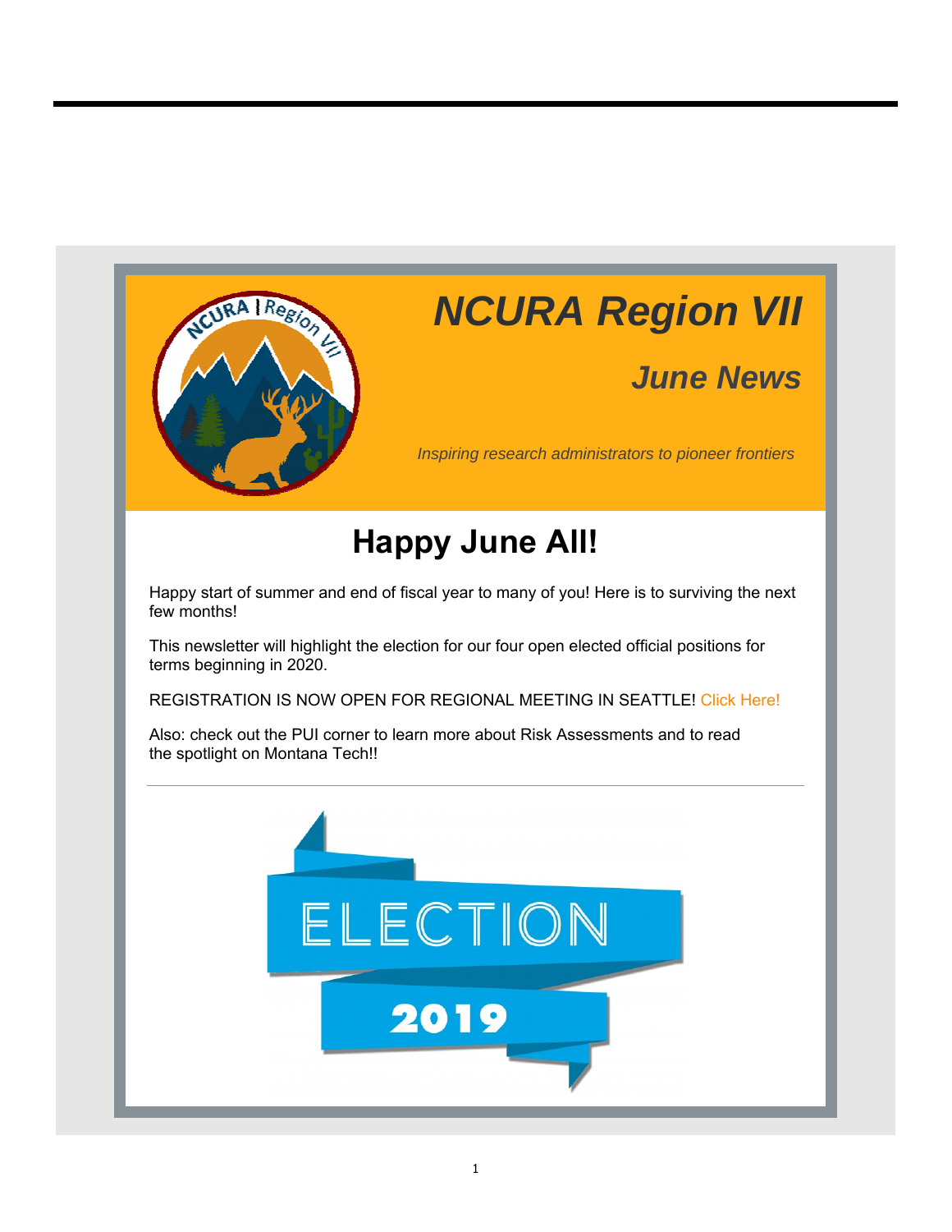# NCURA Region VII

## June News

*Inspiring research administrators to pioneer frontiers*

## Happy June All!

Happy start of summer and end of fiscal year to many of you! Here is to surviving the next few months!

This newsletter will highlight the election for our four open elected official positions for terms beginning in 2020.

REGISTRATION IS NOW OPEN FOR REGIONAL MEETING IN SEATTLE! Click Here!

Also: check out the PUI corner to learn more about Risk Assessments and to read the spotlight on Montana Tech!!

---

ELECTION 2019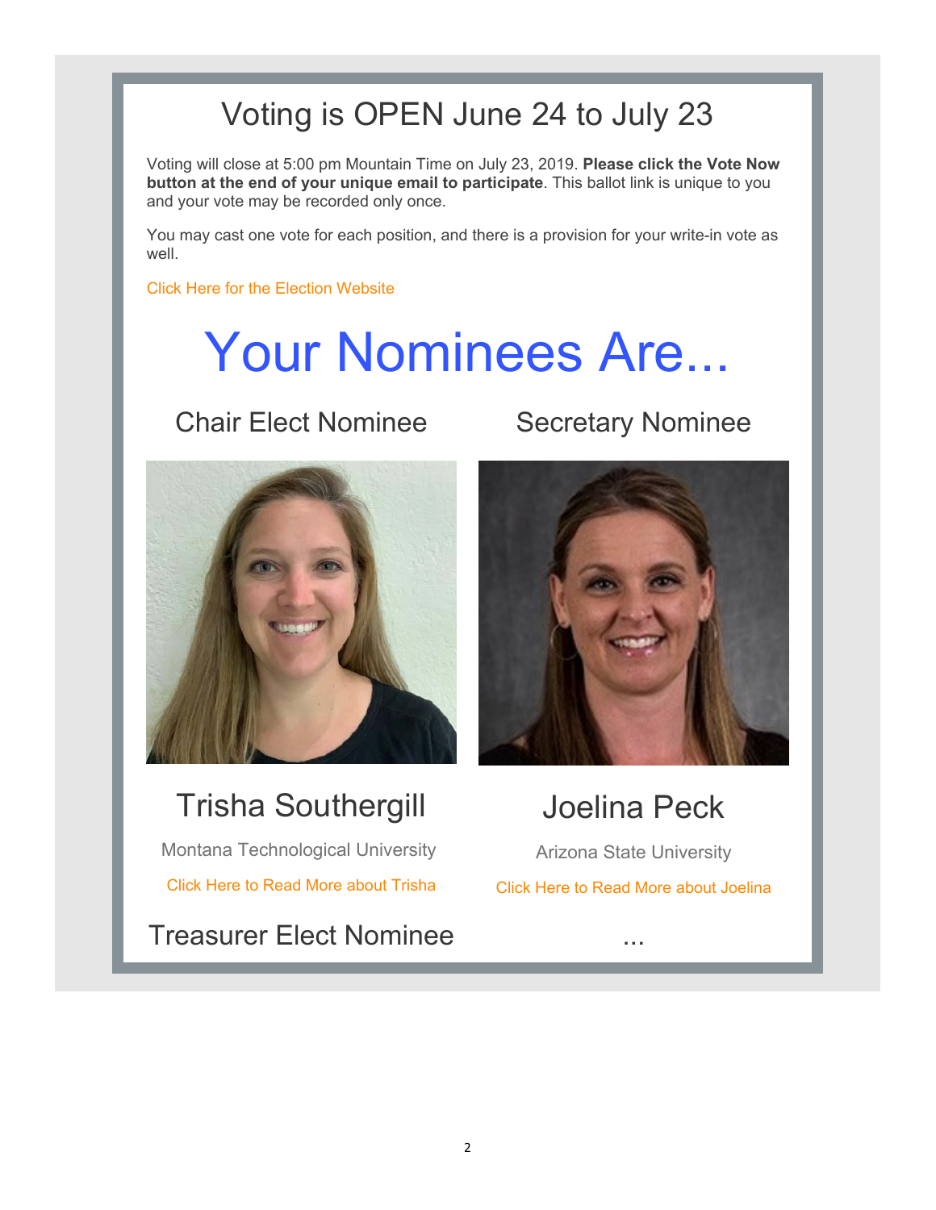## Voting is OPEN June 24 to July 23

Voting will close at 5:00 pm Mountain Time on July 23, 2019. **Please click the Vote Now button at the end of your unique email to participate**. This ballot link is unique to you and your vote may be recorded only once.

You may cast one vote for each position, and there is a provision for your write-in vote as well.

Click Here for the Election Website

# Your Nominees Are...

### Chair Elect Nominee

## Trisha Southergill

Montana Technological University

Click Here to Read More about Trisha

### Secretary Nominee

## Joelina Peck

Arizona State University

Click Here to Read More about Joelina

### Treasurer Elect Nominee

...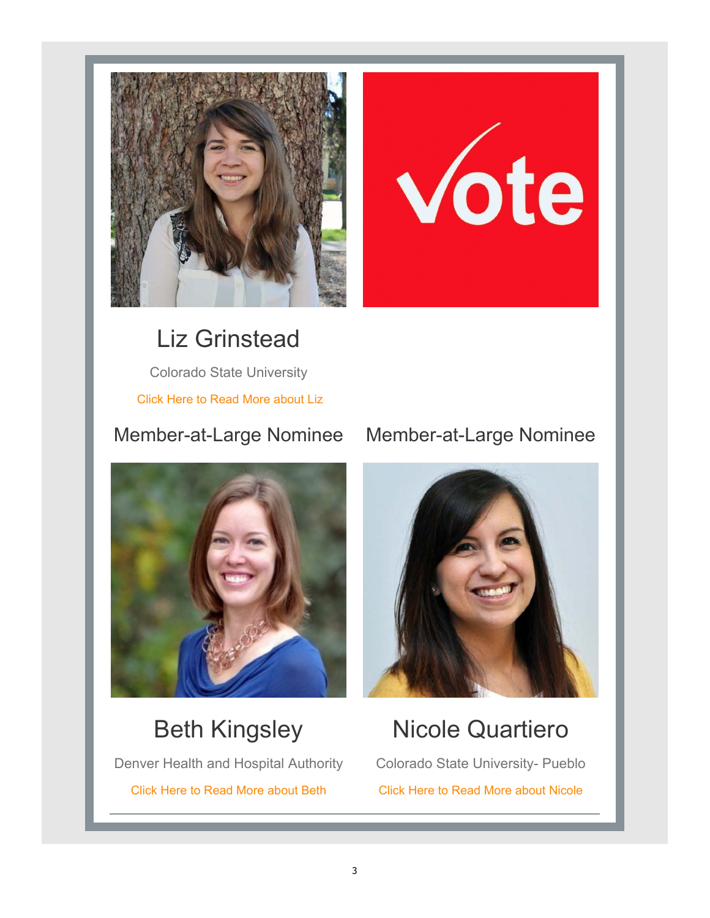## Liz Grinstead

Colorado State University

Click Here to Read More about Liz

Member-at-Large Nominee

## Beth Kingsley

Denver Health and Hospital Authority

Click Here to Read More about Beth

Member-at-Large Nominee

## Nicole Quartiero

Colorado State University- Pueblo

Click Here to Read More about Nicole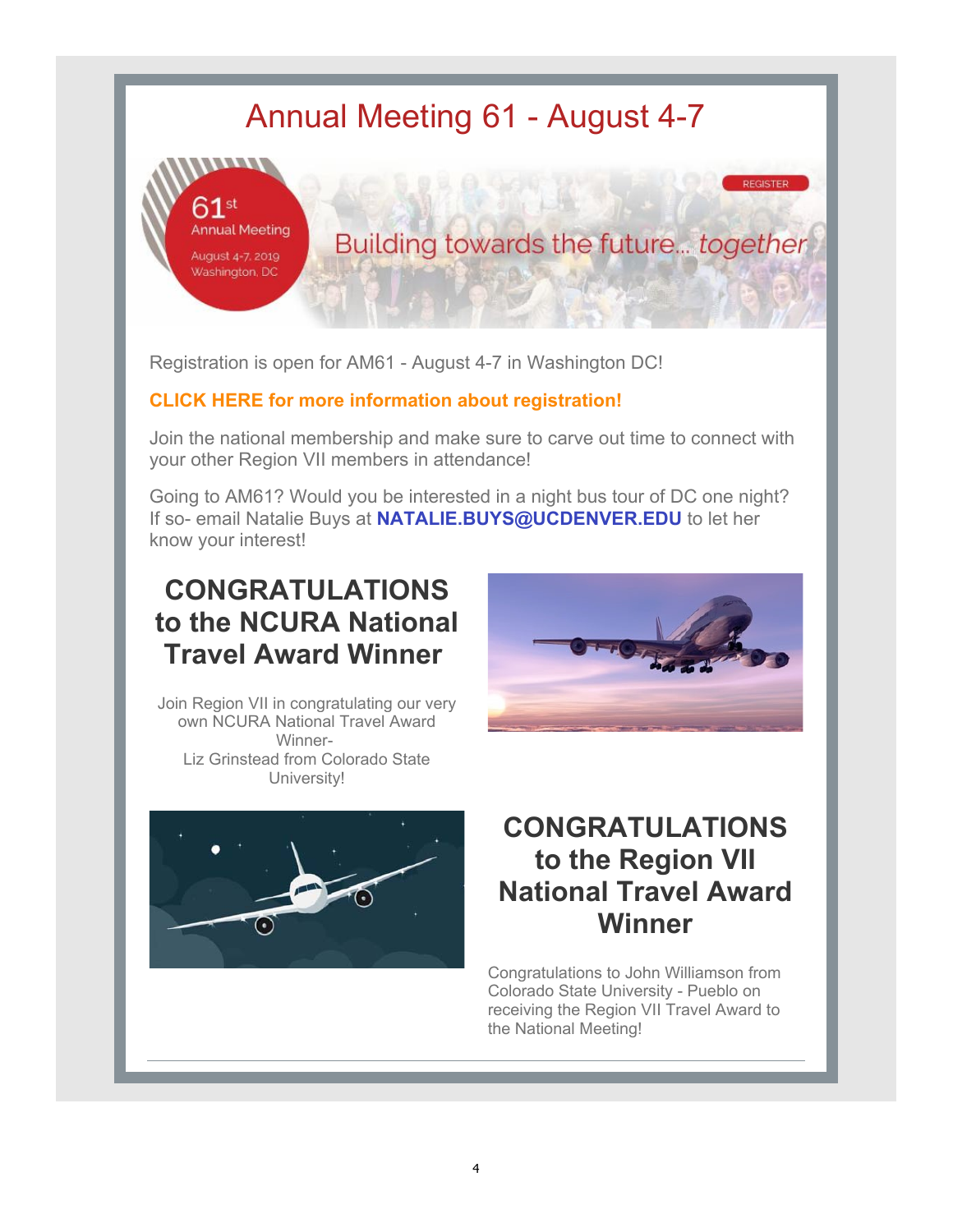# Annual Meeting 61 - August 4-7

Registration is open for AM61 - August 4-7 in Washington DC!

**CLICK HERE for more information about registration!**

Join the national membership and make sure to carve out time to connect with your other Region VII members in attendance!

Going to AM61? Would you be interested in a night bus tour of DC one night? If so- email Natalie Buys at **NATALIE.BUYS@UCDENVER.EDU** to let her know your interest!

## CONGRATULATIONS to the NCURA National Travel Award Winner

Join Region VII in congratulating our very own NCURA National Travel Award Winner-
Liz Grinstead from Colorado State University!

## CONGRATULATIONS to the Region VII National Travel Award Winner

Congratulations to John Williamson from Colorado State University - Pueblo on receiving the Region VII Travel Award to the National Meeting!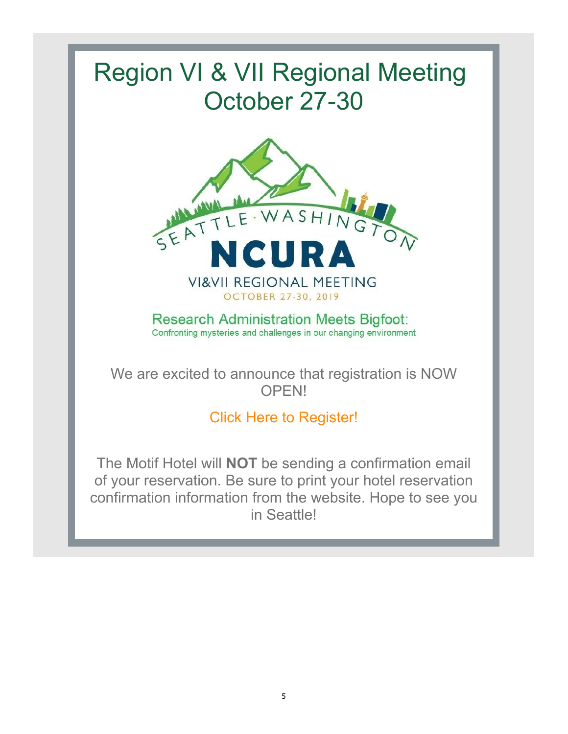# Region VI & VII Regional Meeting October 27-30

SEATTLE · WASHINGTON

NCURA

VI&VII REGIONAL MEETING

OCTOBER 27-30, 2019

Research Administration Meets Bigfoot:

Confronting mysteries and challenges in our changing environment

We are excited to announce that registration is NOW OPEN!

Click Here to Register!

The Motif Hotel will **NOT** be sending a confirmation email of your reservation. Be sure to print your hotel reservation confirmation information from the website. Hope to see you in Seattle!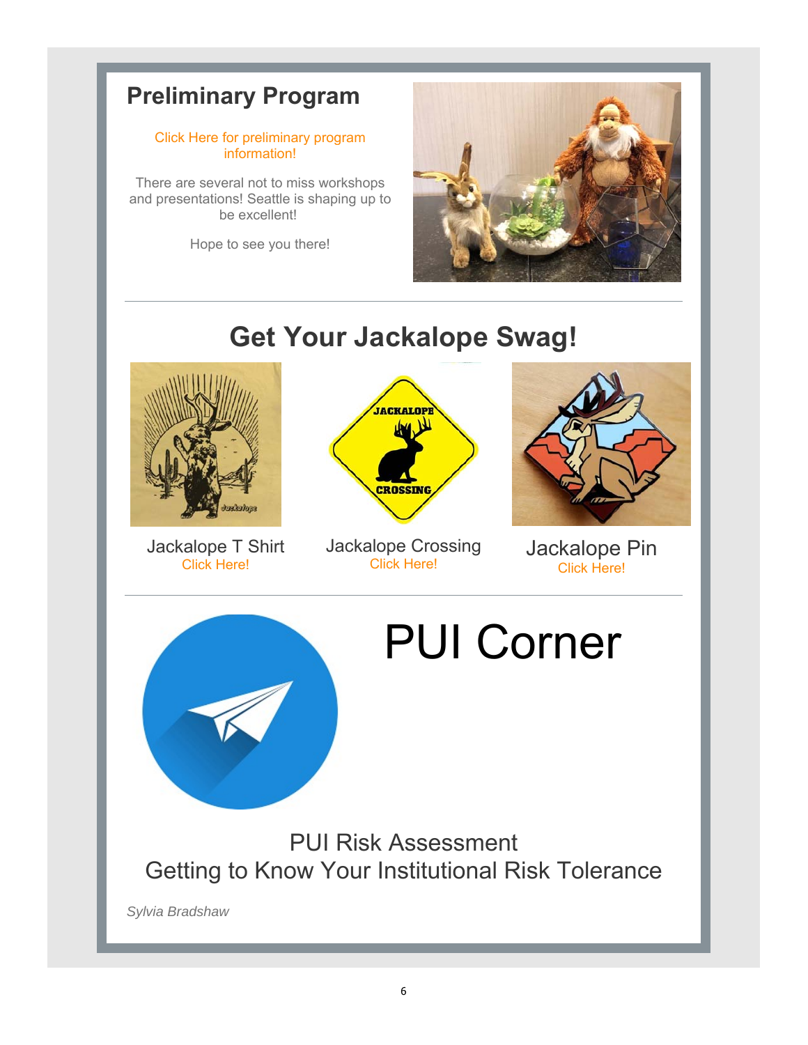## Preliminary Program

Click Here for preliminary program information!

There are several not to miss workshops and presentations! Seattle is shaping up to be excellent!

Hope to see you there!

## Get Your Jackalope Swag!

Jackalope T Shirt
Click Here!

Jackalope Crossing
Click Here!

Jackalope Pin
Click Here!

# PUI Corner

### PUI Risk Assessment
### Getting to Know Your Institutional Risk Tolerance

*Sylvia Bradshaw*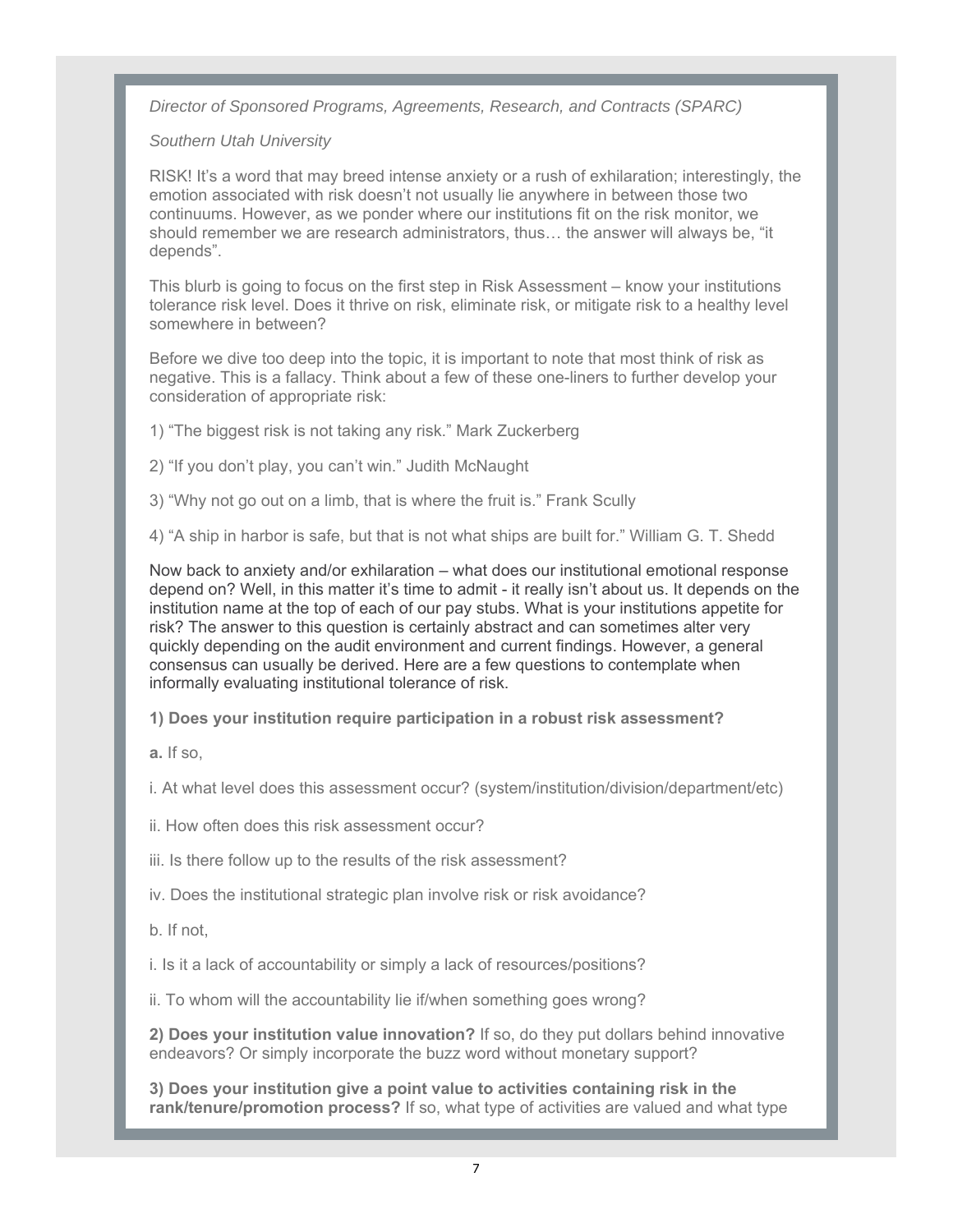*Director of Sponsored Programs, Agreements, Research, and Contracts (SPARC)*

*Southern Utah University*

RISK! It's a word that may breed intense anxiety or a rush of exhilaration; interestingly, the emotion associated with risk doesn't not usually lie anywhere in between those two continuums. However, as we ponder where our institutions fit on the risk monitor, we should remember we are research administrators, thus… the answer will always be, "it depends".

This blurb is going to focus on the first step in Risk Assessment – know your institutions tolerance risk level. Does it thrive on risk, eliminate risk, or mitigate risk to a healthy level somewhere in between?

Before we dive too deep into the topic, it is important to note that most think of risk as negative. This is a fallacy. Think about a few of these one-liners to further develop your consideration of appropriate risk:

1) "The biggest risk is not taking any risk." Mark Zuckerberg

2) "If you don't play, you can't win." Judith McNaught

3) "Why not go out on a limb, that is where the fruit is." Frank Scully

4) "A ship in harbor is safe, but that is not what ships are built for." William G. T. Shedd

Now back to anxiety and/or exhilaration – what does our institutional emotional response depend on? Well, in this matter it's time to admit - it really isn't about us. It depends on the institution name at the top of each of our pay stubs. What is your institutions appetite for risk? The answer to this question is certainly abstract and can sometimes alter very quickly depending on the audit environment and current findings. However, a general consensus can usually be derived. Here are a few questions to contemplate when informally evaluating institutional tolerance of risk.

**1) Does your institution require participation in a robust risk assessment?**

**a.** If so,

i. At what level does this assessment occur? (system/institution/division/department/etc)

ii. How often does this risk assessment occur?

iii. Is there follow up to the results of the risk assessment?

iv. Does the institutional strategic plan involve risk or risk avoidance?

b. If not,

i. Is it a lack of accountability or simply a lack of resources/positions?

ii. To whom will the accountability lie if/when something goes wrong?

**2) Does your institution value innovation?** If so, do they put dollars behind innovative endeavors? Or simply incorporate the buzz word without monetary support?

**3) Does your institution give a point value to activities containing risk in the rank/tenure/promotion process?** If so, what type of activities are valued and what type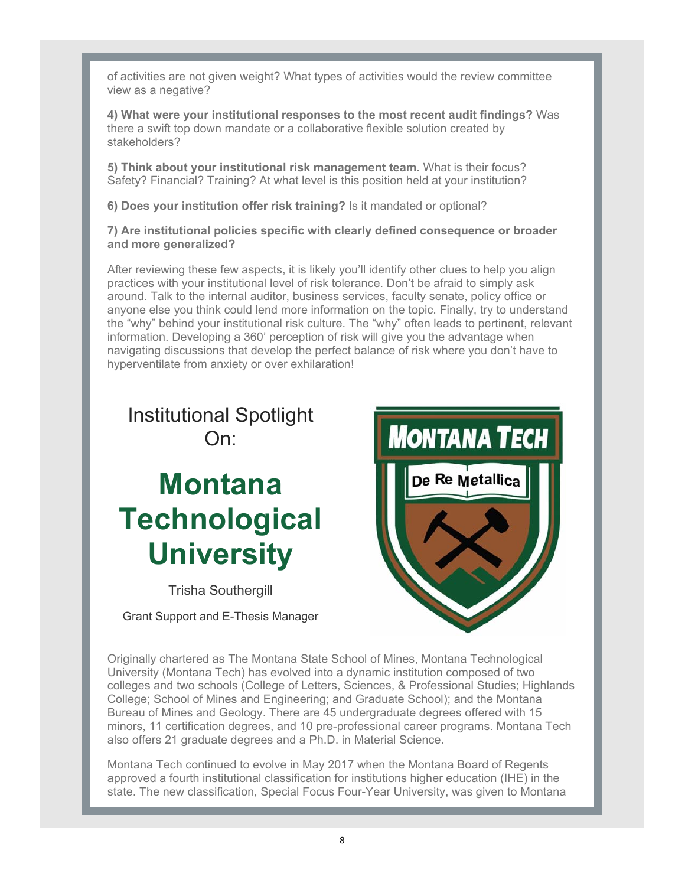of activities are not given weight? What types of activities would the review committee view as a negative?

**4) What were your institutional responses to the most recent audit findings?** Was there a swift top down mandate or a collaborative flexible solution created by stakeholders?

**5) Think about your institutional risk management team.** What is their focus? Safety? Financial? Training? At what level is this position held at your institution?

**6) Does your institution offer risk training?** Is it mandated or optional?

**7) Are institutional policies specific with clearly defined consequence or broader and more generalized?**

After reviewing these few aspects, it is likely you'll identify other clues to help you align practices with your institutional level of risk tolerance. Don't be afraid to simply ask around. Talk to the internal auditor, business services, faculty senate, policy office or anyone else you think could lend more information on the topic. Finally, try to understand the "why" behind your institutional risk culture. The "why" often leads to pertinent, relevant information. Developing a 360' perception of risk will give you the advantage when navigating discussions that develop the perfect balance of risk where you don't have to hyperventilate from anxiety or over exhilaration!

---

Institutional Spotlight On:

# Montana Technological University

Trisha Southergill

Grant Support and E-Thesis Manager

Originally chartered as The Montana State School of Mines, Montana Technological University (Montana Tech) has evolved into a dynamic institution composed of two colleges and two schools (College of Letters, Sciences, & Professional Studies; Highlands College; School of Mines and Engineering; and Graduate School); and the Montana Bureau of Mines and Geology. There are 45 undergraduate degrees offered with 15 minors, 11 certification degrees, and 10 pre-professional career programs. Montana Tech also offers 21 graduate degrees and a Ph.D. in Material Science.

Montana Tech continued to evolve in May 2017 when the Montana Board of Regents approved a fourth institutional classification for institutions higher education (IHE) in the state. The new classification, Special Focus Four-Year University, was given to Montana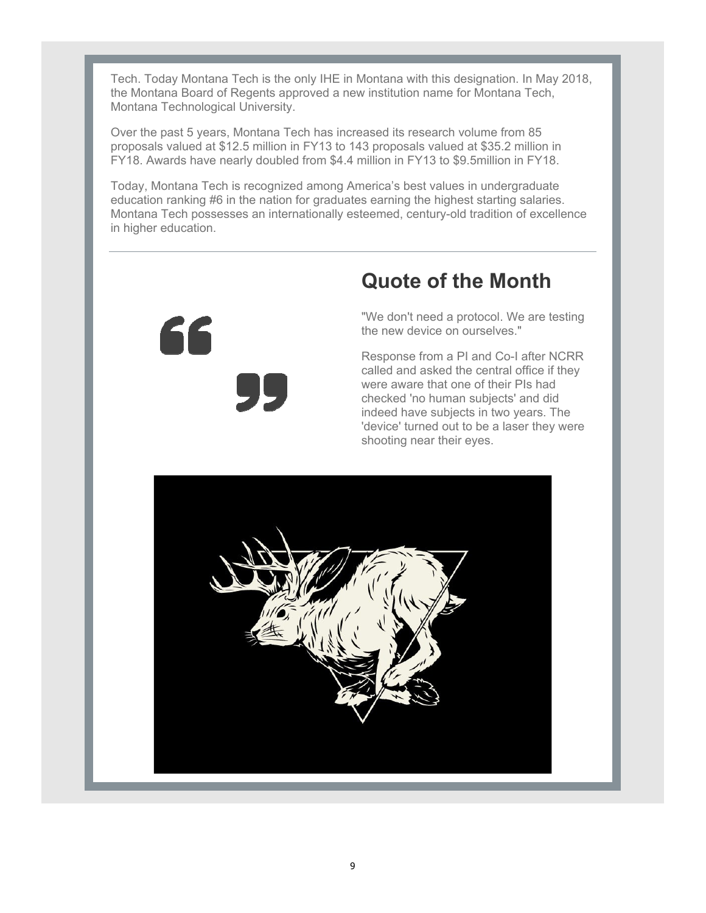Tech. Today Montana Tech is the only IHE in Montana with this designation. In May 2018, the Montana Board of Regents approved a new institution name for Montana Tech, Montana Technological University.

Over the past 5 years, Montana Tech has increased its research volume from 85 proposals valued at $12.5 million in FY13 to 143 proposals valued at $35.2 million in FY18. Awards have nearly doubled from $4.4 million in FY13 to $9.5million in FY18.

Today, Montana Tech is recognized among America's best values in undergraduate education ranking #6 in the nation for graduates earning the highest starting salaries. Montana Tech possesses an internationally esteemed, century-old tradition of excellence in higher education.

---

## Quote of the Month

"We don't need a protocol. We are testing the new device on ourselves."

Response from a PI and Co-I after NCRR called and asked the central office if they were aware that one of their PIs had checked 'no human subjects' and did indeed have subjects in two years. The 'device' turned out to be a laser they were shooting near their eyes.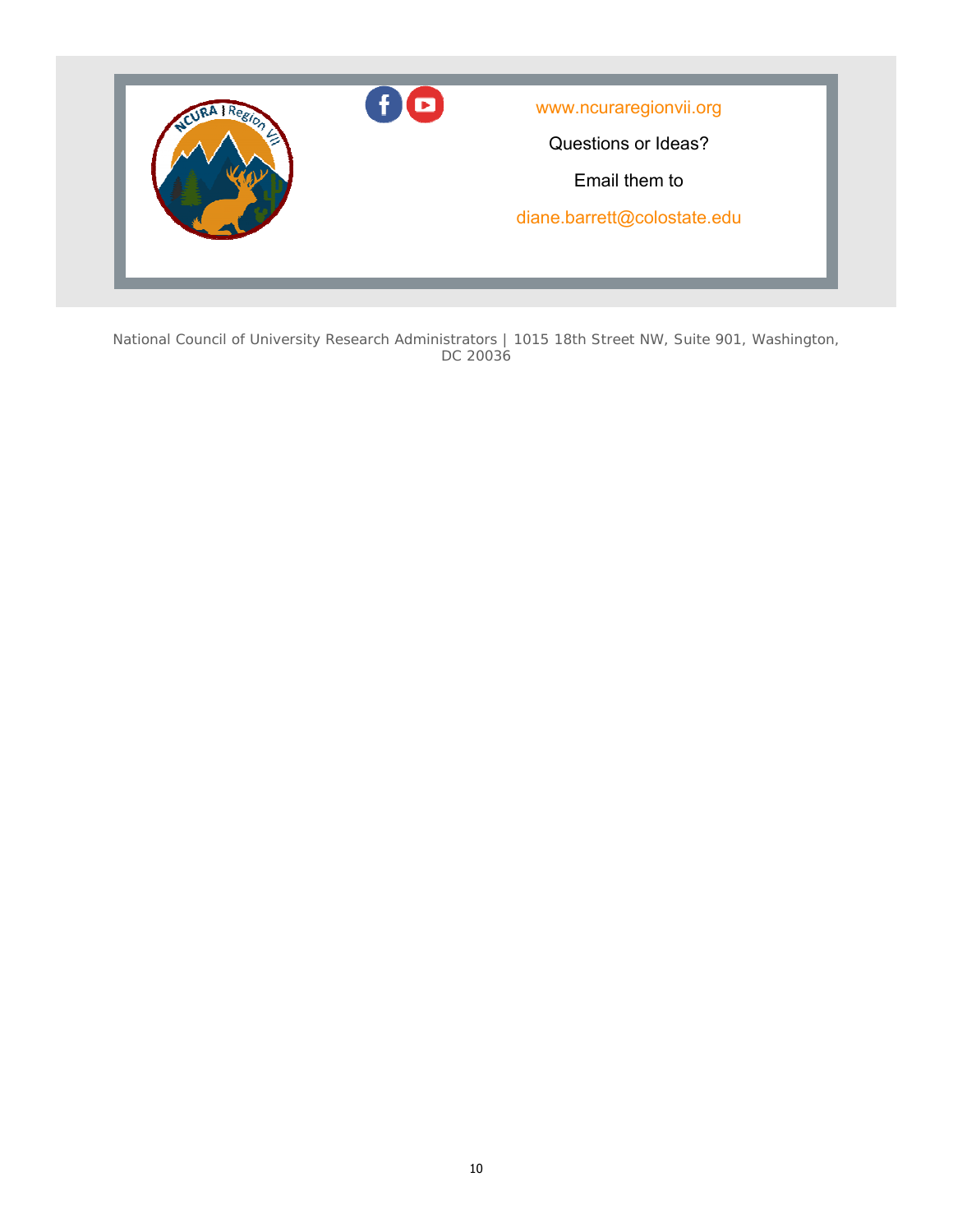www.ncuraregionvii.org

Questions or Ideas?

Email them to

diane.barrett@colostate.edu

National Council of University Research Administrators | 1015 18th Street NW, Suite 901, Washington, DC 20036